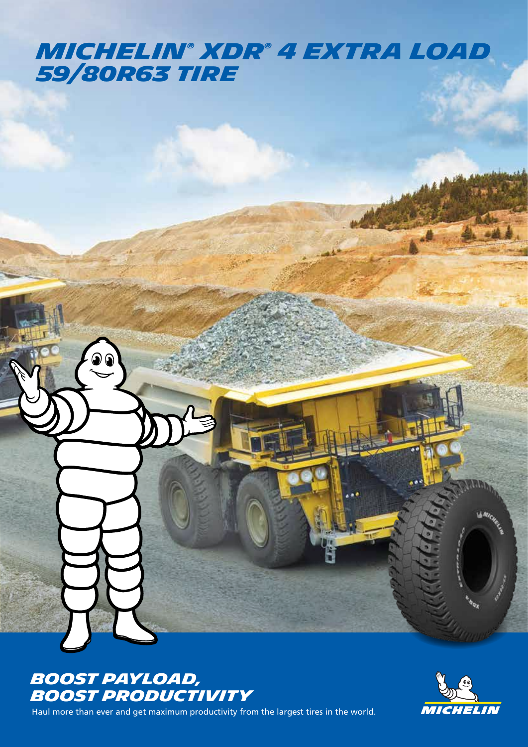# MICHELIN® XDR® 4 EXTRA LOAD 59/80R63 TIRE

## BOOST PAYLOAD, BOOST PRODUCTIVITY

Haul more than ever and get maximum productivity from the largest tires in the world.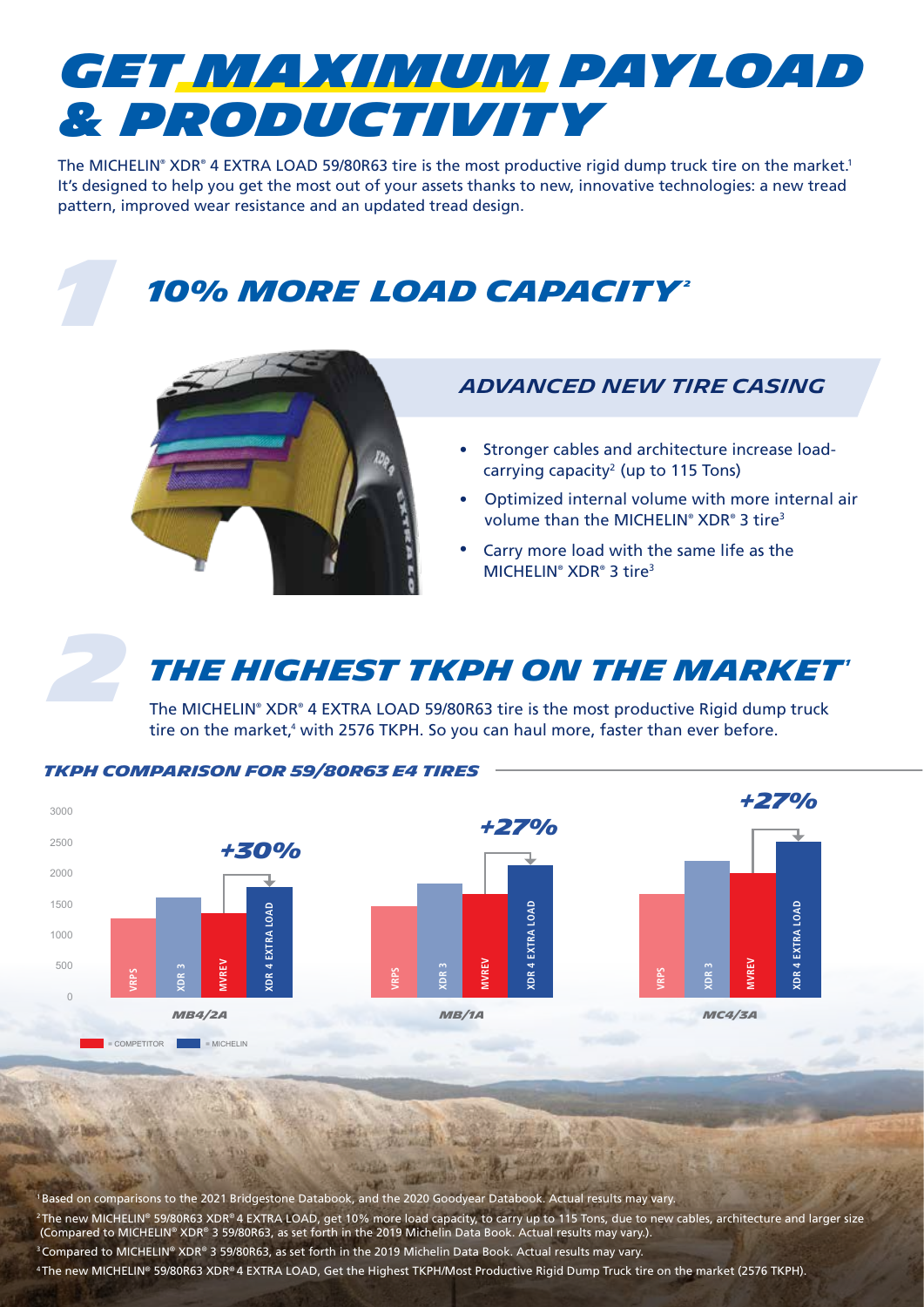# GET MAXIMUM PAYLOAD & PRODUCTIVITY

The MICHELIN® XDR® 4 EXTRA LOAD 59/80R63 tire is the most productive rigid dump truck tire on the market.[1] It's designed to help you get the most out of your assets thanks to new, innovative technologies: a new tread pattern, improved wear resistance and an updated tread design.

## 1 10% MORE LOAD CAPACITY[2]

### ADVANCED NEW TIRE CASING

- Stronger cables and architecture increase load-carrying capacity[2] (up to 115 Tons)
- Optimized internal volume with more internal air volume than the MICHELIN® XDR® 3 tire[3]
- Carry more load with the same life as the MICHELIN® XDR® 3 tire[3]

## 2 THE HIGHEST TKPH ON THE MARKET[1]

The MICHELIN® XDR® 4 EXTRA LOAD 59/80R63 tire is the most productive Rigid dump truck tire on the market,[4] with 2576 TKPH. So you can haul more, faster than ever before.

### TKPH COMPARISON FOR 59/80R63 E4 TIRES

| Compound | VRPS (Competitor) | XDR 3 (Michelin) | MVREV (Competitor) | XDR 4 EXTRA LOAD (Michelin) | Gain |
|---|---|---|---|---|---|
| MB4/2A | ~1250 | ~1600 | ~1350 | ~1750 | +30% |
| MB/1A | ~1450 | ~1800 | ~1650 | ~2100 | +27% |
| MC4/3A | ~1650 | ~2200 | ~2000 | ~2500 | +27% |

■ = COMPETITOR ■ = MICHELIN

[1] Based on comparisons to the 2021 Bridgestone Databook, and the 2020 Goodyear Databook. Actual results may vary.

[2] The new MICHELIN® 59/80R63 XDR® 4 EXTRA LOAD, get 10% more load capacity, to carry up to 115 Tons, due to new cables, architecture and larger size (Compared to MICHELIN® XDR® 3 59/80R63, as set forth in the 2019 Michelin Data Book. Actual results may vary.).

[3] Compared to MICHELIN® XDR® 3 59/80R63, as set forth in the 2019 Michelin Data Book. Actual results may vary.

[4] The new MICHELIN® 59/80R63 XDR® 4 EXTRA LOAD, Get the Highest TKPH/Most Productive Rigid Dump Truck tire on the market (2576 TKPH).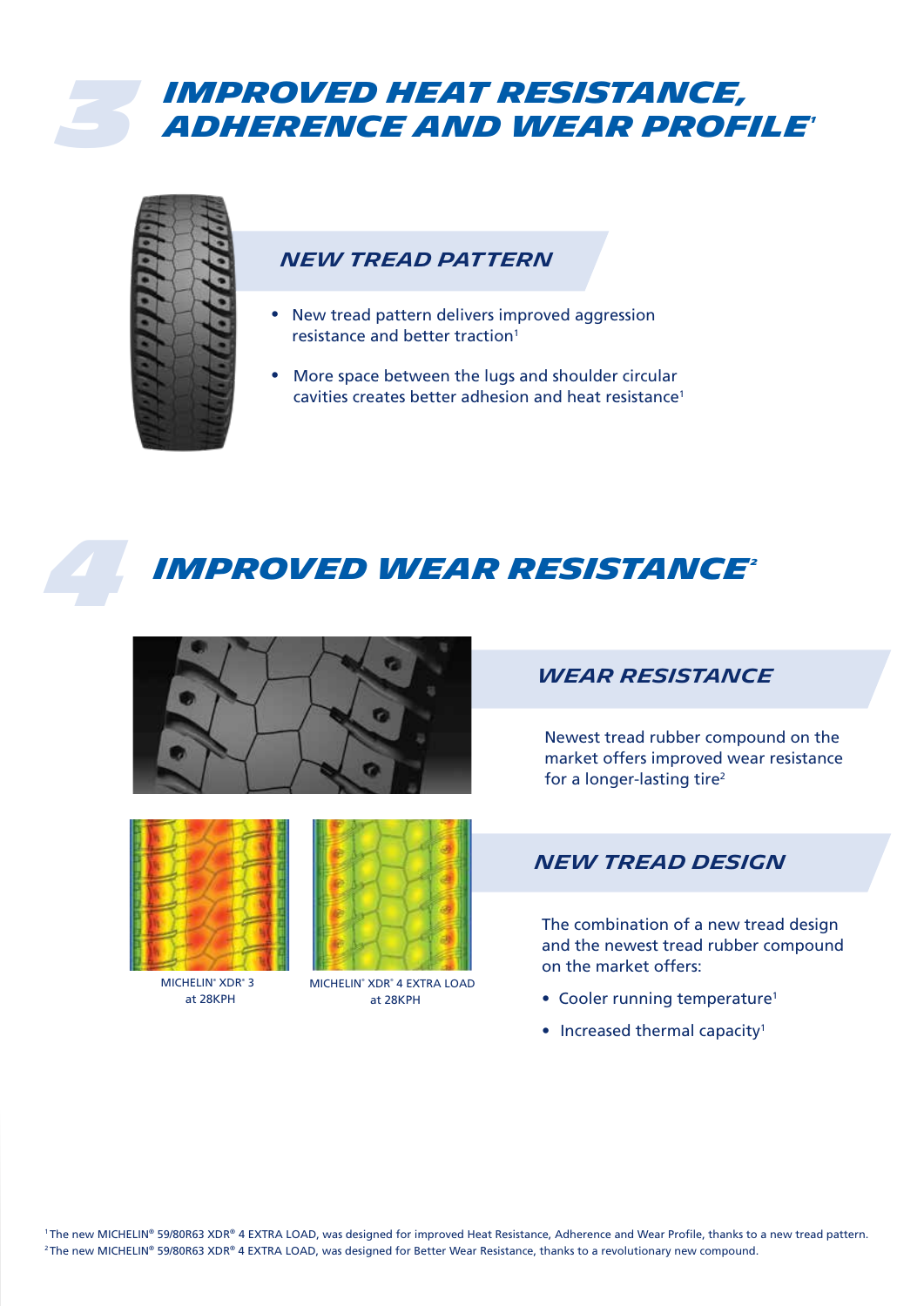# 3 IMPROVED HEAT RESISTANCE, ADHERENCE AND WEAR PROFILE[1]

## NEW TREAD PATTERN

- New tread pattern delivers improved aggression resistance and better traction[1]
- More space between the lugs and shoulder circular cavities creates better adhesion and heat resistance[1]

# 4 IMPROVED WEAR RESISTANCE[2]

## WEAR RESISTANCE

Newest tread rubber compound on the market offers improved wear resistance for a longer-lasting tire[2]

MICHELIN® XDR® 3 at 28KPH

MICHELIN® XDR® 4 EXTRA LOAD at 28KPH

## NEW TREAD DESIGN

The combination of a new tread design and the newest tread rubber compound on the market offers:

- Cooler running temperature[1]
- Increased thermal capacity[1]

[1] The new MICHELIN® 59/80R63 XDR® 4 EXTRA LOAD, was designed for improved Heat Resistance, Adherence and Wear Profile, thanks to a new tread pattern.
[2] The new MICHELIN® 59/80R63 XDR® 4 EXTRA LOAD, was designed for Better Wear Resistance, thanks to a revolutionary new compound.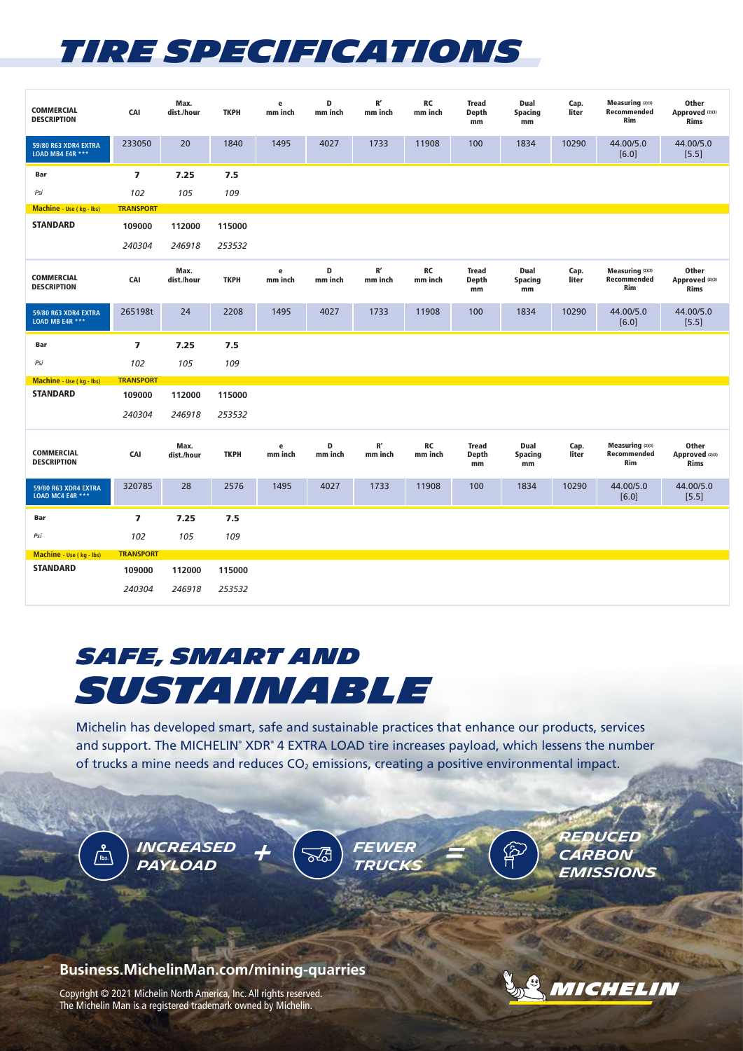# TIRE SPECIFICATIONS

| COMMERCIAL DESCRIPTION | CAI | Max. dist./hour | TKPH | e mm inch | D mm inch | R' mm inch | RC mm inch | Tread Depth mm | Dual Spacing mm | Cap. liter | Measuring (2)(3) Recommended Rim | Other Approved (2)(3) Rims |
|---|---|---|---|---|---|---|---|---|---|---|---|---|
| 59/80 R63 XDR4 EXTRA LOAD MB4 E4R *** | 233050 | 20 | 1840 | 1495 | 4027 | 1733 | 11908 | 100 | 1834 | 10290 | 44.00/5.0 [6.0] | 44.00/5.0 [5.5] |
| Bar | 7 | 7.25 | 7.5 | | | | | | | | | |
| Psi | 102 | 105 | 109 | | | | | | | | | |
| Machine - Use ( kg - lbs) | TRANSPORT | | | | | | | | | | | |
| STANDARD | 109000 | 112000 | 115000 | | | | | | | | | |
| | 240304 | 246918 | 253532 | | | | | | | | | |

| COMMERCIAL DESCRIPTION | CAI | Max. dist./hour | TKPH | e mm inch | D mm inch | R' mm inch | RC mm inch | Tread Depth mm | Dual Spacing mm | Cap. liter | Measuring (2)(3) Recommended Rim | Other Approved (2)(3) Rims |
|---|---|---|---|---|---|---|---|---|---|---|---|---|
| 59/80 R63 XDR4 EXTRA LOAD MB E4R *** | 265198t | 24 | 2208 | 1495 | 4027 | 1733 | 11908 | 100 | 1834 | 10290 | 44.00/5.0 [6.0] | 44.00/5.0 [5.5] |
| Bar | 7 | 7.25 | 7.5 | | | | | | | | | |
| Psi | 102 | 105 | 109 | | | | | | | | | |
| Machine - Use ( kg - lbs) | TRANSPORT | | | | | | | | | | | |
| STANDARD | 109000 | 112000 | 115000 | | | | | | | | | |
| | 240304 | 246918 | 253532 | | | | | | | | | |

| COMMERCIAL DESCRIPTION | CAI | Max. dist./hour | TKPH | e mm inch | D mm inch | R' mm inch | RC mm inch | Tread Depth mm | Dual Spacing mm | Cap. liter | Measuring (2)(3) Recommended Rim | Other Approved (2)(3) Rims |
|---|---|---|---|---|---|---|---|---|---|---|---|---|
| 59/80 R63 XDR4 EXTRA LOAD MC4 E4R *** | 320785 | 28 | 2576 | 1495 | 4027 | 1733 | 11908 | 100 | 1834 | 10290 | 44.00/5.0 [6.0] | 44.00/5.0 [5.5] |
| Bar | 7 | 7.25 | 7.5 | | | | | | | | | |
| Psi | 102 | 105 | 109 | | | | | | | | | |
| Machine - Use ( kg - lbs) | TRANSPORT | | | | | | | | | | | |
| STANDARD | 109000 | 112000 | 115000 | | | | | | | | | |
| | 240304 | 246918 | 253532 | | | | | | | | | |

## SAFE, SMART AND SUSTAINABLE

Michelin has developed smart, safe and sustainable practices that enhance our products, services and support. The MICHELIN® XDR® 4 EXTRA LOAD tire increases payload, which lessens the number of trucks a mine needs and reduces $CO_2$ emissions, creating a positive environmental impact.

INCREASED PAYLOAD + FEWER TRUCKS = REDUCED CARBON EMISSIONS

**Business.MichelinMan.com/mining-quarries**

Copyright © 2021 Michelin North America, Inc. All rights reserved.
The Michelin Man is a registered trademark owned by Michelin.

MICHELIN